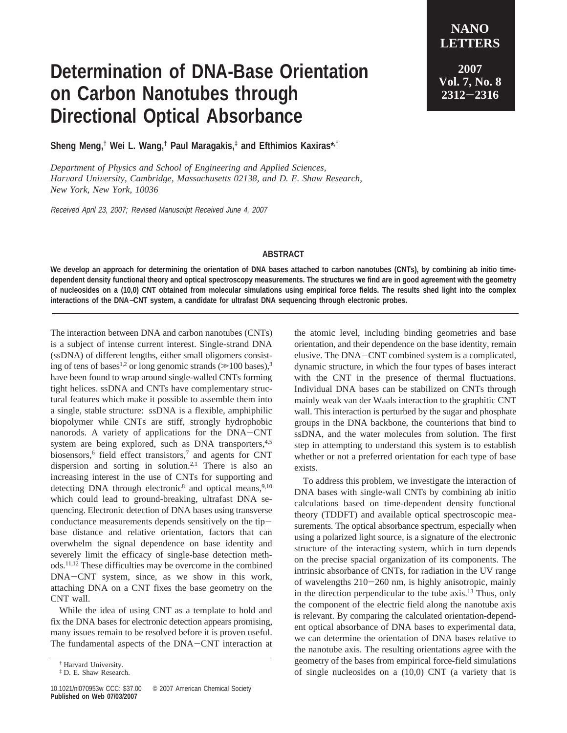# Determination of DNA-Base Orientation on Carbon Nanotubes through Directional Optical Absorbance

**Sheng Meng,[†] Wei L. Wang,[†] Paul Maragakis,[‡] and Efthimios Kaxiras*,[†]**

*Department of Physics and School of Engineering and Applied Sciences, Harvard University, Cambridge, Massachusetts 02138, and D. E. Shaw Research, New York, New York, 10036*

*Received April 23, 2007; Revised Manuscript Received June 4, 2007*

## ABSTRACT

**We develop an approach for determining the orientation of DNA bases attached to carbon nanotubes (CNTs), by combining ab initio time-dependent density functional theory and optical spectroscopy measurements. The structures we find are in good agreement with the geometry of nucleosides on a (10,0) CNT obtained from molecular simulations using empirical force fields. The results shed light into the complex interactions of the DNA–CNT system, a candidate for ultrafast DNA sequencing through electronic probes.**

The interaction between DNA and carbon nanotubes (CNTs) is a subject of intense current interest. Single-strand DNA (ssDNA) of different lengths, either small oligomers consisting of tens of bases[1,2] or long genomic strands ($\gg$100 bases),[3] have been found to wrap around single-walled CNTs forming tight helices. ssDNA and CNTs have complementary structural features which make it possible to assemble them into a single, stable structure: ssDNA is a flexible, amphiphilic biopolymer while CNTs are stiff, strongly hydrophobic nanorods. A variety of applications for the DNA−CNT system are being explored, such as DNA transporters,[4,5] biosensors,[6] field effect transistors,[7] and agents for CNT dispersion and sorting in solution.[2,1] There is also an increasing interest in the use of CNTs for supporting and detecting DNA through electronic[8] and optical means,[9,10] which could lead to ground-breaking, ultrafast DNA sequencing. Electronic detection of DNA bases using transverse conductance measurements depends sensitively on the tip−base distance and relative orientation, factors that can overwhelm the signal dependence on base identity and severely limit the efficacy of single-base detection methods.[11,12] These difficulties may be overcome in the combined DNA−CNT system, since, as we show in this work, attaching DNA on a CNT fixes the base geometry on the CNT wall.

While the idea of using CNT as a template to hold and fix the DNA bases for electronic detection appears promising, many issues remain to be resolved before it is proven useful. The fundamental aspects of the DNA−CNT interaction at the atomic level, including binding geometries and base orientation, and their dependence on the base identity, remain elusive. The DNA−CNT combined system is a complicated, dynamic structure, in which the four types of bases interact with the CNT in the presence of thermal fluctuations. Individual DNA bases can be stabilized on CNTs through mainly weak van der Waals interaction to the graphitic CNT wall. This interaction is perturbed by the sugar and phosphate groups in the DNA backbone, the counterions that bind to ssDNA, and the water molecules from solution. The first step in attempting to understand this system is to establish whether or not a preferred orientation for each type of base exists.

To address this problem, we investigate the interaction of DNA bases with single-wall CNTs by combining ab initio calculations based on time-dependent density functional theory (TDDFT) and available optical spectroscopic measurements. The optical absorbance spectrum, especially when using a polarized light source, is a signature of the electronic structure of the interacting system, which in turn depends on the precise spacial organization of its components. The intrinsic absorbance of CNTs, for radiation in the UV range of wavelengths 210−260 nm, is highly anisotropic, mainly in the direction perpendicular to the tube axis.[13] Thus, only the component of the electric field along the nanotube axis is relevant. By comparing the calculated orientation-dependent optical absorbance of DNA bases to experimental data, we can determine the orientation of DNA bases relative to the nanotube axis. The resulting orientations agree with the geometry of the bases from empirical force-field simulations of single nucleosides on a (10,0) CNT (a variety that is

[†] Harvard University.
[‡] D. E. Shaw Research.

10.1021/nl070953w CCC: $37.00 © 2007 American Chemical Society
**Published on Web 07/03/2007**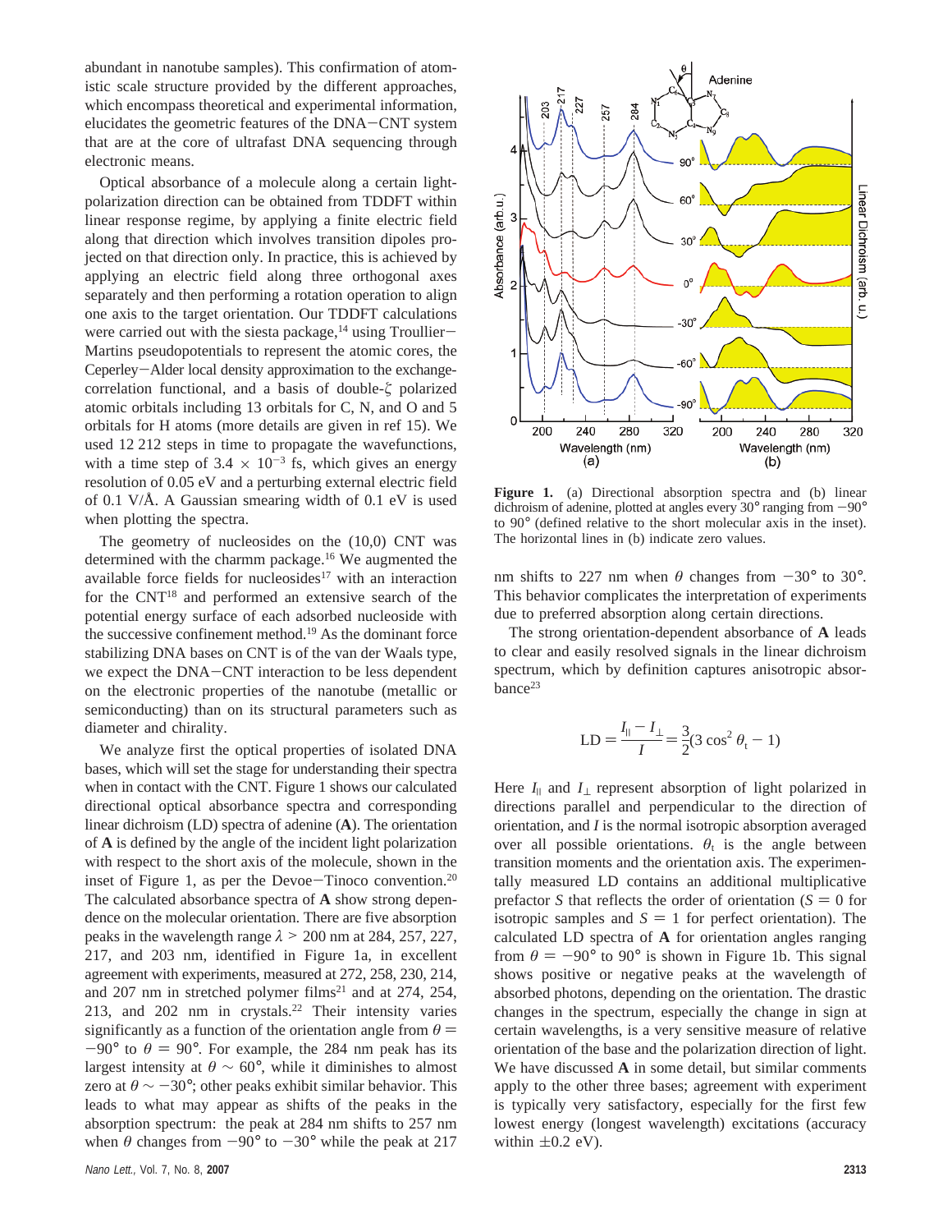abundant in nanotube samples). This confirmation of atomistic scale structure provided by the different approaches, which encompass theoretical and experimental information, elucidates the geometric features of the DNA−CNT system that are at the core of ultrafast DNA sequencing through electronic means.

Optical absorbance of a molecule along a certain light-polarization direction can be obtained from TDDFT within linear response regime, by applying a finite electric field along that direction which involves transition dipoles projected on that direction only. In practice, this is achieved by applying an electric field along three orthogonal axes separately and then performing a rotation operation to align one axis to the target orientation. Our TDDFT calculations were carried out with the siesta package,[14] using Troullier−Martins pseudopotentials to represent the atomic cores, the Ceperley−Alder local density approximation to the exchange-correlation functional, and a basis of double-$\zeta$ polarized atomic orbitals including 13 orbitals for C, N, and O and 5 orbitals for H atoms (more details are given in ref 15). We used 12 212 steps in time to propagate the wavefunctions, with a time step of $3.4 \times 10^{-3}$ fs, which gives an energy resolution of 0.05 eV and a perturbing external electric field of 0.1 V/Å. A Gaussian smearing width of 0.1 eV is used when plotting the spectra.

The geometry of nucleosides on the (10,0) CNT was determined with the charmm package.[16] We augmented the available force fields for nucleosides[17] with an interaction for the CNT[18] and performed an extensive search of the potential energy surface of each adsorbed nucleoside with the successive confinement method.[19] As the dominant force stabilizing DNA bases on CNT is of the van der Waals type, we expect the DNA−CNT interaction to be less dependent on the electronic properties of the nanotube (metallic or semiconducting) than on its structural parameters such as diameter and chirality.

We analyze first the optical properties of isolated DNA bases, which will set the stage for understanding their spectra when in contact with the CNT. Figure 1 shows our calculated directional optical absorbance spectra and corresponding linear dichroism (LD) spectra of adenine (**A**). The orientation of **A** is defined by the angle of the incident light polarization with respect to the short axis of the molecule, shown in the inset of Figure 1, as per the Devoe−Tinoco convention.[20] The calculated absorbance spectra of **A** show strong dependence on the molecular orientation. There are five absorption peaks in the wavelength range $\lambda > 200$ nm at 284, 257, 227, 217, and 203 nm, identified in Figure 1a, in excellent agreement with experiments, measured at 272, 258, 230, 214, and 207 nm in stretched polymer films[21] and at 274, 254, 213, and 202 nm in crystals.[22] Their intensity varies significantly as a function of the orientation angle from $\theta = -90°$ to $\theta = 90°$. For example, the 284 nm peak has its largest intensity at $\theta \sim 60°$, while it diminishes to almost zero at $\theta \sim -30°$; other peaks exhibit similar behavior. This leads to what may appear as shifts of the peaks in the absorption spectrum: the peak at 284 nm shifts to 257 nm when $\theta$ changes from $-90°$ to $-30°$ while the peak at 217 nm shifts to 227 nm when $\theta$ changes from $-30°$ to $30°$. This behavior complicates the interpretation of experiments due to preferred absorption along certain directions.

**Figure 1.** (a) Directional absorption spectra and (b) linear dichroism of adenine, plotted at angles every 30° ranging from −90° to 90° (defined relative to the short molecular axis in the inset). The horizontal lines in (b) indicate zero values.

The strong orientation-dependent absorbance of **A** leads to clear and easily resolved signals in the linear dichroism spectrum, which by definition captures anisotropic absorbance[23]

$$\mathrm{LD} = \frac{I_{\parallel} - I_{\perp}}{I} = \frac{3}{2}(3\cos^2\theta_t - 1)$$

Here $I_{\parallel}$ and $I_{\perp}$ represent absorption of light polarized in directions parallel and perpendicular to the direction of orientation, and $I$ is the normal isotropic absorption averaged over all possible orientations. $\theta_t$ is the angle between transition moments and the orientation axis. The experimentally measured LD contains an additional multiplicative prefactor $S$ that reflects the order of orientation ($S = 0$ for isotropic samples and $S = 1$ for perfect orientation). The calculated LD spectra of **A** for orientation angles ranging from $\theta = -90°$ to 90° is shown in Figure 1b. This signal shows positive or negative peaks at the wavelength of absorbed photons, depending on the orientation. The drastic changes in the spectrum, especially the change in sign at certain wavelengths, is a very sensitive measure of relative orientation of the base and the polarization direction of light. We have discussed **A** in some detail, but similar comments apply to the other three bases; agreement with experiment is typically very satisfactory, especially for the first few lowest energy (longest wavelength) excitations (accuracy within ±0.2 eV).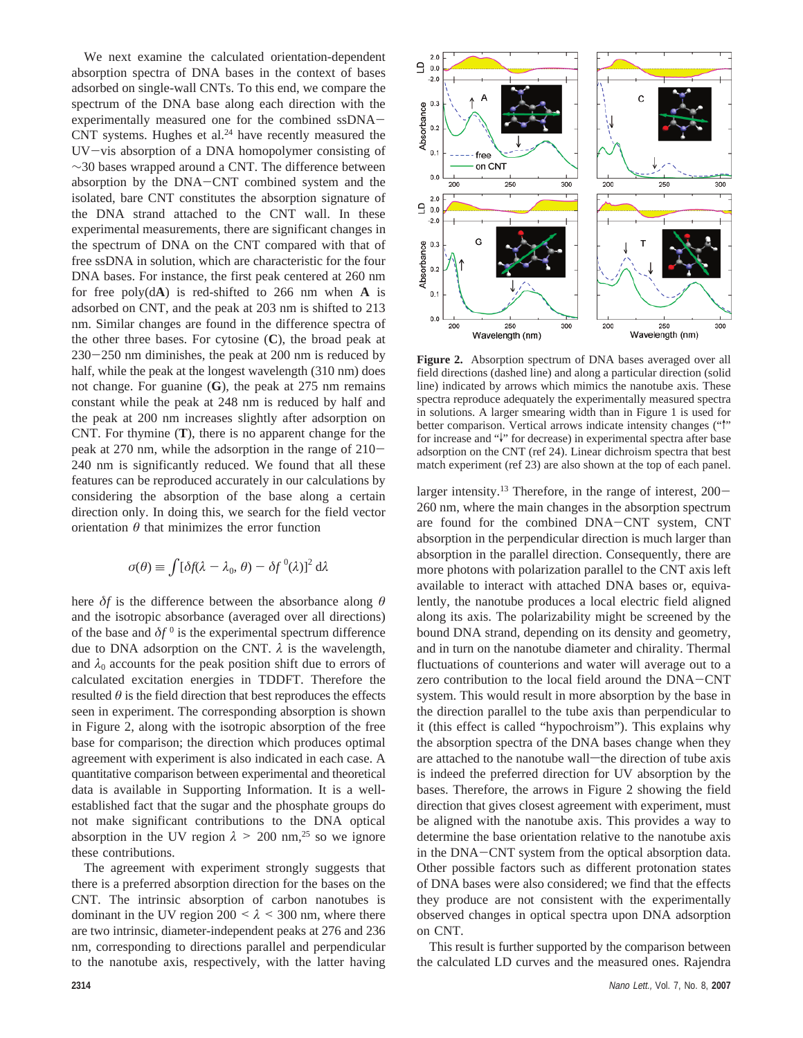We next examine the calculated orientation-dependent absorption spectra of DNA bases in the context of bases adsorbed on single-wall CNTs. To this end, we compare the spectrum of the DNA base along each direction with the experimentally measured one for the combined ssDNA−CNT systems. Hughes et al.[24] have recently measured the UV−vis absorption of a DNA homopolymer consisting of ~30 bases wrapped around a CNT. The difference between absorption by the DNA−CNT combined system and the isolated, bare CNT constitutes the absorption signature of the DNA strand attached to the CNT wall. In these experimental measurements, there are significant changes in the spectrum of DNA on the CNT compared with that of free ssDNA in solution, which are characteristic for the four DNA bases. For instance, the first peak centered at 260 nm for free poly(d**A**) is red-shifted to 266 nm when **A** is adsorbed on CNT, and the peak at 203 nm is shifted to 213 nm. Similar changes are found in the difference spectra of the other three bases. For cytosine (**C**), the broad peak at 230−250 nm diminishes, the peak at 200 nm is reduced by half, while the peak at the longest wavelength (310 nm) does not change. For guanine (**G**), the peak at 275 nm remains constant while the peak at 248 nm is reduced by half and the peak at 200 nm increases slightly after adsorption on CNT. For thymine (**T**), there is no apparent change for the peak at 270 nm, while the adsorption in the range of 210−240 nm is significantly reduced. We found that all these features can be reproduced accurately in our calculations by considering the absorption of the base along a certain direction only. In doing this, we search for the field vector orientation $\theta$ that minimizes the error function

$$\sigma(\theta) \equiv \int [\delta f(\lambda - \lambda_0, \theta) - \delta f^{\,0}(\lambda)]^2 \, d\lambda$$

here $\delta f$ is the difference between the absorbance along $\theta$ and the isotropic absorbance (averaged over all directions) of the base and $\delta f^{\,0}$ is the experimental spectrum difference due to DNA adsorption on the CNT. $\lambda$ is the wavelength, and $\lambda_0$ accounts for the peak position shift due to errors of calculated excitation energies in TDDFT. Therefore the resulted $\theta$ is the field direction that best reproduces the effects seen in experiment. The corresponding absorption is shown in Figure 2, along with the isotropic absorption of the free base for comparison; the direction which produces optimal agreement with experiment is also indicated in each case. A quantitative comparison between experimental and theoretical data is available in Supporting Information. It is a well-established fact that the sugar and the phosphate groups do not make significant contributions to the DNA optical absorption in the UV region $\lambda > 200$ nm,[25] so we ignore these contributions.

The agreement with experiment strongly suggests that there is a preferred absorption direction for the bases on the CNT. The intrinsic absorption of carbon nanotubes is dominant in the UV region $200 < \lambda < 300$ nm, where there are two intrinsic, diameter-independent peaks at 276 and 236 nm, corresponding to directions parallel and perpendicular to the nanotube axis, respectively, with the latter having larger intensity.[13] Therefore, in the range of interest, 200−260 nm, where the main changes in the absorption spectrum are found for the combined DNA−CNT system, CNT absorption in the perpendicular direction is much larger than absorption in the parallel direction. Consequently, there are more photons with polarization parallel to the CNT axis left available to interact with attached DNA bases or, equivalently, the nanotube produces a local electric field aligned along its axis. The polarizability might be screened by the bound DNA strand, depending on its density and geometry, and in turn on the nanotube diameter and chirality. Thermal fluctuations of counterions and water will average out to a zero contribution to the local field around the DNA−CNT system. This would result in more absorption by the base in the direction parallel to the tube axis than perpendicular to it (this effect is called "hypochroism"). This explains why the absorption spectra of the DNA bases change when they are attached to the nanotube wall—the direction of tube axis is indeed the preferred direction for UV absorption by the bases. Therefore, the arrows in Figure 2 showing the field direction that gives closest agreement with experiment, must be aligned with the nanotube axis. This provides a way to determine the base orientation relative to the nanotube axis in the DNA−CNT system from the optical absorption data. Other possible factors such as different protonation states of DNA bases were also considered; we find that the effects they produce are not consistent with the experimentally observed changes in optical spectra upon DNA adsorption on CNT.

This result is further supported by the comparison between the calculated LD curves and the measured ones. Rajendra

**Figure 2.** Absorption spectrum of DNA bases averaged over all field directions (dashed line) and along a particular direction (solid line) indicated by arrows which mimics the nanotube axis. These spectra reproduce adequately the experimentally measured spectra in solutions. A larger smearing width than in Figure 1 is used for better comparison. Vertical arrows indicate intensity changes ("↑" for increase and "↓" for decrease) in experimental spectra after base adsorption on the CNT (ref 24). Linear dichroism spectra that best match experiment (ref 23) are also shown at the top of each panel.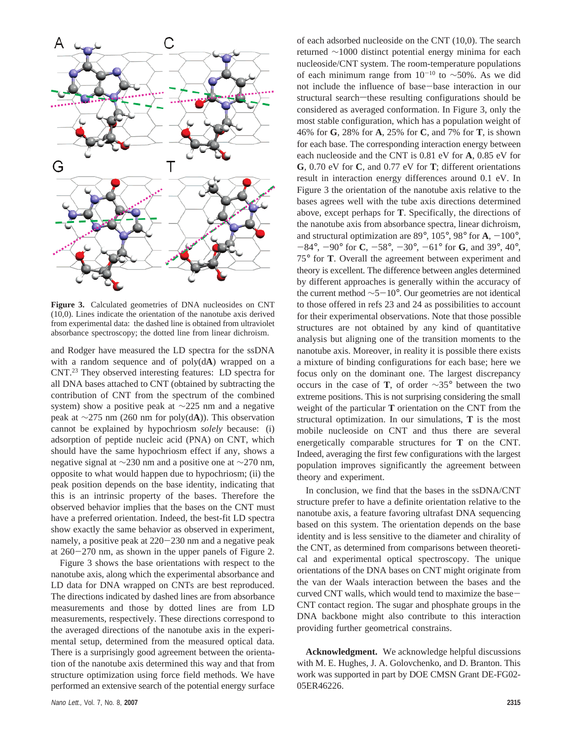**Figure 3.** Calculated geometries of DNA nucleosides on CNT (10,0). Lines indicate the orientation of the nanotube axis derived from experimental data: the dashed line is obtained from ultraviolet absorbance spectroscopy; the dotted line from linear dichroism.

and Rodger have measured the LD spectra for the ssDNA with a random sequence and of poly(d**A**) wrapped on a CNT.[23] They observed interesting features: LD spectra for all DNA bases attached to CNT (obtained by subtracting the contribution of CNT from the spectrum of the combined system) show a positive peak at ~225 nm and a negative peak at ~275 nm (260 nm for poly(d**A**)). This observation cannot be explained by hypochriosm *solely* because: (i) adsorption of peptide nucleic acid (PNA) on CNT, which should have the same hypochriosm effect if any, shows a negative signal at ~230 nm and a positive one at ~270 nm, opposite to what would happen due to hypochriosm; (ii) the peak position depends on the base identity, indicating that this is an intrinsic property of the bases. Therefore the observed behavior implies that the bases on the CNT must have a preferred orientation. Indeed, the best-fit LD spectra show exactly the same behavior as observed in experiment, namely, a positive peak at 220−230 nm and a negative peak at 260−270 nm, as shown in the upper panels of Figure 2.

Figure 3 shows the base orientations with respect to the nanotube axis, along which the experimental absorbance and LD data for DNA wrapped on CNTs are best reproduced. The directions indicated by dashed lines are from absorbance measurements and those by dotted lines are from LD measurements, respectively. These directions correspond to the averaged directions of the nanotube axis in the experimental setup, determined from the measured optical data. There is a surprisingly good agreement between the orientation of the nanotube axis determined this way and that from structure optimization using force field methods. We have performed an extensive search of the potential energy surface of each adsorbed nucleoside on the CNT (10,0). The search returned ~1000 distinct potential energy minima for each nucleoside/CNT system. The room-temperature populations of each minimum range from $10^{-10}$ to ~50%. As we did not include the influence of base−base interaction in our structural search—these resulting configurations should be considered as averaged conformation. In Figure 3, only the most stable configuration, which has a population weight of 46% for **G**, 28% for **A**, 25% for **C**, and 7% for **T**, is shown for each base. The corresponding interaction energy between each nucleoside and the CNT is 0.81 eV for **A**, 0.85 eV for **G**, 0.70 eV for **C**, and 0.77 eV for **T**; different orientations result in interaction energy differences around 0.1 eV. In Figure 3 the orientation of the nanotube axis relative to the bases agrees well with the tube axis directions determined above, except perhaps for **T**. Specifically, the directions of the nanotube axis from absorbance spectra, linear dichroism, and structural optimization are 89°, 105°, 98° for **A**, −100°, −84°, −90° for **C**, −58°, −30°, −61° for **G**, and 39°, 40°, 75° for **T**. Overall the agreement between experiment and theory is excellent. The difference between angles determined by different approaches is generally within the accuracy of the current method ~5−10°. Our geometries are not identical to those offered in refs 23 and 24 as possibilities to account for their experimental observations. Note that those possible structures are not obtained by any kind of quantitative analysis but aligning one of the transition moments to the nanotube axis. Moreover, in reality it is possible there exists a mixture of binding configurations for each base; here we focus only on the dominant one. The largest discrepancy occurs in the case of **T**, of order ~35° between the two extreme positions. This is not surprising considering the small weight of the particular **T** orientation on the CNT from the structural optimization. In our simulations, **T** is the most mobile nucleoside on CNT and thus there are several energetically comparable structures for **T** on the CNT. Indeed, averaging the first few configurations with the largest population improves significantly the agreement between theory and experiment.

In conclusion, we find that the bases in the ssDNA/CNT structure prefer to have a definite orientation relative to the nanotube axis, a feature favoring ultrafast DNA sequencing based on this system. The orientation depends on the base identity and is less sensitive to the diameter and chirality of the CNT, as determined from comparisons between theoretical and experimental optical spectroscopy. The unique orientations of the DNA bases on CNT might originate from the van der Waals interaction between the bases and the curved CNT walls, which would tend to maximize the base−CNT contact region. The sugar and phosphate groups in the DNA backbone might also contribute to this interaction providing further geometrical constrains.

**Acknowledgment.** We acknowledge helpful discussions with M. E. Hughes, J. A. Golovchenko, and D. Branton. This work was supported in part by DOE CMSN Grant DE-FG02-05ER46226.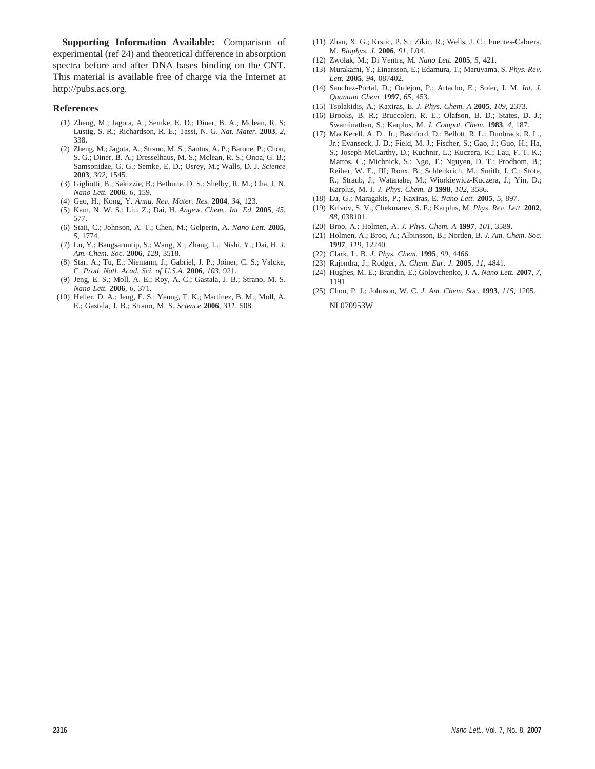**Supporting Information Available:** Comparison of experimental (ref 24) and theoretical difference in absorption spectra before and after DNA bases binding on the CNT. This material is available free of charge via the Internet at http://pubs.acs.org.

## References

(1) Zheng, M.; Jagota, A.; Semke, E. D.; Diner, B. A.; Mclean, R. S; Lustig, S. R.; Richardson, R. E.; Tassi, N. G. *Nat. Mater.* **2003**, *2*, 338.

(2) Zheng, M.; Jagota, A.; Strano, M. S.; Santos, A. P.; Barone, P.; Chou, S. G.; Diner, B. A.; Dresselhaus, M. S.; Mclean, R. S.; Onoa, G. B.; Samsonidze, G. G.; Semke, E. D.; Usrey, M.; Walls, D. J. *Science* **2003**, *302*, 1545.

(3) Gigliotti, B.; Sakizzie, B.; Bethune, D. S.; Shelby, R. M.; Cha, J. N. *Nano Lett.* **2006**, *6*, 159.

(4) Gao, H.; Kong, Y. *Annu. Rev. Mater. Res.* **2004**, *34*, 123.

(5) Kam, N. W. S.; Liu, Z.; Dai, H. *Angew. Chem., Int. Ed.* **2005**, *45*, 577.

(6) Staii, C.; Johnson, A. T.; Chen, M.; Gelperin, A. *Nano Lett.* **2005**, *5*, 1774.

(7) Lu, Y.; Bangsaruntip, S.; Wang, X.; Zhang, L.; Nishi, Y.; Dai, H. *J. Am. Chem. Soc.* **2006**, *128*, 3518.

(8) Star, A.; Tu, E.; Niemann, J.; Gabriel, J. P.; Joiner, C. S.; Valcke, C. *Prod. Natl. Acad. Sci. of U.S.A.* **2006**, *103*, 921.

(9) Jeng, E. S.; Moll, A. E.; Roy, A. C.; Gastala, J. B.; Strano, M. S. *Nano Lett.* **2006**, *6*, 371.

(10) Heller, D. A.; Jeng, E. S.; Yeung, T. K.; Martinez, B. M.; Moll, A. E.; Gastala, J. B.; Strano, M. S. *Science* **2006**, *311*, 508.

(11) Zhan, X. G.; Krstic, P. S.; Zikic, R.; Wells, J. C.; Fuentes-Cabrera, M. *Biophys. J.* **2006**, *91*, L04.

(12) Zwolak, M.; Di Ventra, M. *Nano Lett.* **2005**, *5*, 421.

(13) Murakami, Y.; Einarsson, E.; Edamura, T.; Maruyama, S. *Phys. Rev. Lett.* **2005**, *94*, 087402.

(14) Sanchez-Portal, D.; Ordejon, P.; Artacho, E.; Soler, J. M. *Int. J. Quantum Chem.* **1997**, *65*, 453.

(15) Tsolakidis, A.; Kaxiras, E. *J. Phys. Chem. A* **2005**, *109*, 2373.

(16) Brooks, B. R.; Bruccoleri, R. E.; Olafson, B. D.; States, D. J.; Swaminathan, S.; Karplus, M. *J. Comput. Chem.* **1983**, *4*, 187.

(17) MacKerell, A. D., Jr.; Bashford, D.; Bellott, R. L.; Dunbrack, R. L., Jr.; Evanseck, J. D.; Field, M. J.; Fischer, S.; Gao, J.; Guo, H.; Ha, S.; Joseph-McCarthy, D.; Kuchnir, L.; Kuczera, K.; Lau, F. T. K.; Mattos, C.; Michnick, S.; Ngo, T.; Nguyen, D. T.; Prodhom, B.; Reiher, W. E., III; Roux, B.; Schlenkrich, M.; Smith, J. C.; Stote, R.; Straub, J.; Watanabe, M.; Wiorkiewicz-Kuczera, J.; Yin, D.; Karplus, M. J. *J. Phys. Chem. B* **1998**, *102*, 3586.

(18) Lu, G.; Maragakis, P.; Kaxiras, E. *Nano Lett.* **2005**, *5*, 897.

(19) Krivov, S. V.; Chekmarev, S. F.; Karplus, M. *Phys. Rev. Lett.* **2002**, *88*, 038101.

(20) Broo, A.; Holmen, A. *J. Phys. Chem. A* **1997**, *101*, 3589.

(21) Holmen, A.; Broo, A.; Albinsson, B.; Norden, B. *J. Am. Chem. Soc.* **1997**, *119*, 12240.

(22) Clark, L. B. *J. Phys. Chem.* **1995**, *99*, 4466.

(23) Rajendra, J.; Rodger, A. *Chem. Eur. J.* **2005**, *11*, 4841.

(24) Hughes, M. E.; Brandin, E.; Golovchenko, J. A. *Nano Lett.* **2007**, *7*, 1191.

(25) Chou, P. J.; Johnson, W. C. *J. Am. Chem. Soc.* **1993**, *115*, 1205.

NL070953W